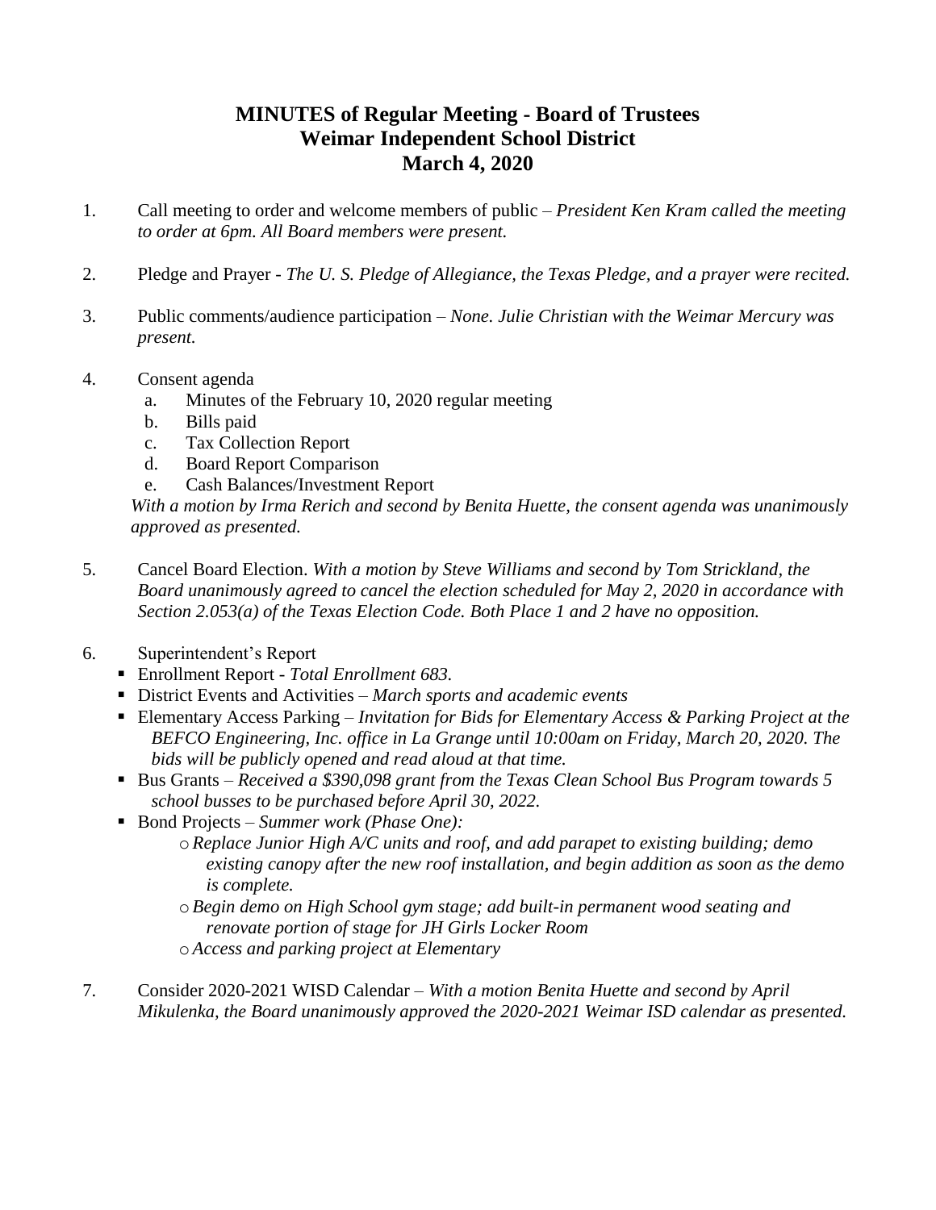# MINUTES of Regular Meeting - Board of Trustees
# Weimar Independent School District
# March 4, 2020

1. Call meeting to order and welcome members of public – *President Ken Kram called the meeting to order at 6pm. All Board members were present.*

2. Pledge and Prayer - *The U. S. Pledge of Allegiance, the Texas Pledge, and a prayer were recited.*

3. Public comments/audience participation – *None. Julie Christian with the Weimar Mercury was present.*

4. Consent agenda
   a. Minutes of the February 10, 2020 regular meeting
   b. Bills paid
   c. Tax Collection Report
   d. Board Report Comparison
   e. Cash Balances/Investment Report

   *With a motion by Irma Rerich and second by Benita Huette, the consent agenda was unanimously approved as presented.*

5. Cancel Board Election. *With a motion by Steve Williams and second by Tom Strickland, the Board unanimously agreed to cancel the election scheduled for May 2, 2020 in accordance with Section 2.053(a) of the Texas Election Code. Both Place 1 and 2 have no opposition.*

6. Superintendent's Report
   - Enrollment Report - *Total Enrollment 683.*
   - District Events and Activities – *March sports and academic events*
   - Elementary Access Parking – *Invitation for Bids for Elementary Access & Parking Project at the BEFCO Engineering, Inc. office in La Grange until 10:00am on Friday, March 20, 2020. The bids will be publicly opened and read aloud at that time.*
   - Bus Grants – *Received a $390,098 grant from the Texas Clean School Bus Program towards 5 school busses to be purchased before April 30, 2022.*
   - Bond Projects – *Summer work (Phase One):*
     - *Replace Junior High A/C units and roof, and add parapet to existing building; demo existing canopy after the new roof installation, and begin addition as soon as the demo is complete.*
     - *Begin demo on High School gym stage; add built-in permanent wood seating and renovate portion of stage for JH Girls Locker Room*
     - *Access and parking project at Elementary*

7. Consider 2020-2021 WISD Calendar – *With a motion Benita Huette and second by April Mikulenka, the Board unanimously approved the 2020-2021 Weimar ISD calendar as presented.*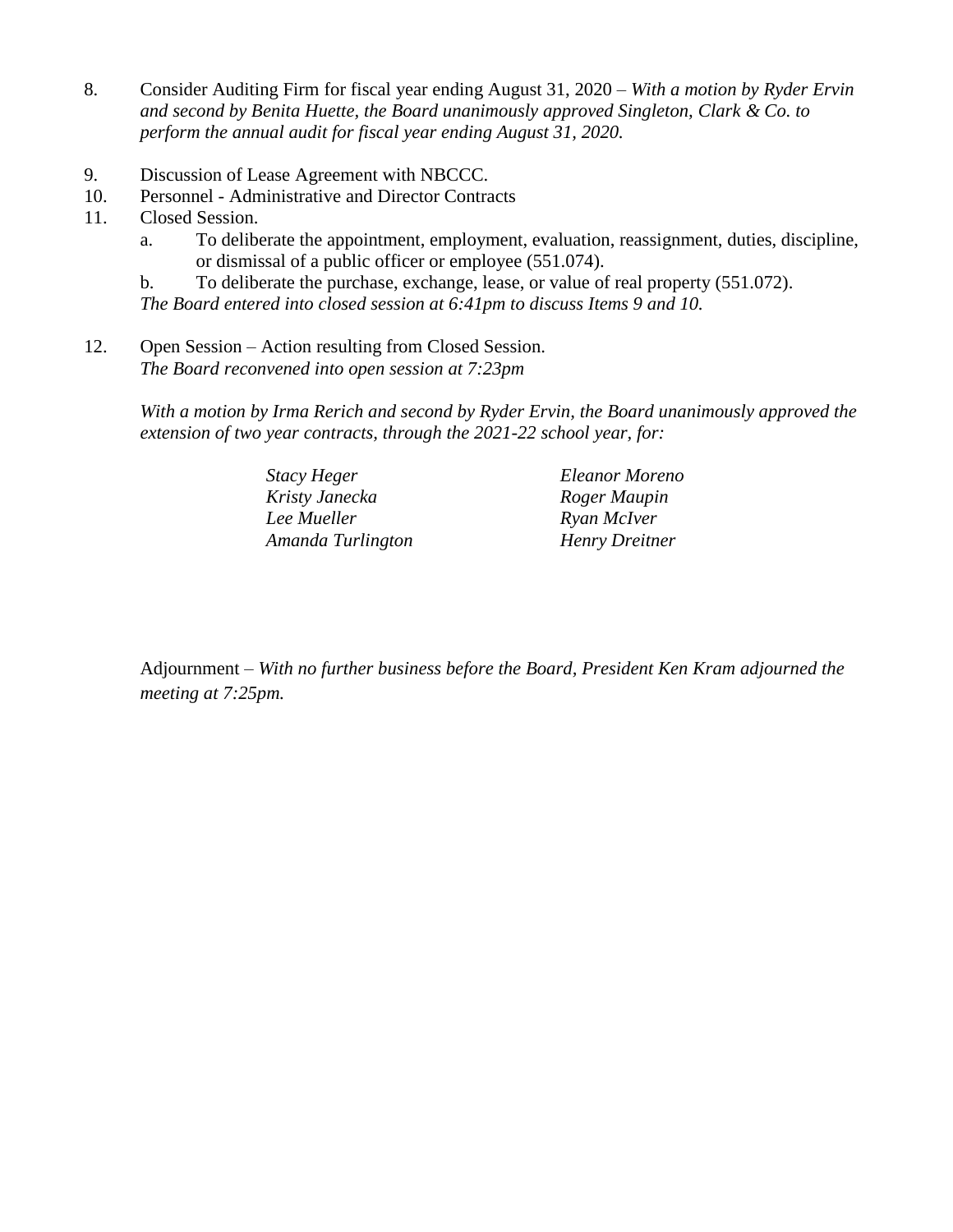8. Consider Auditing Firm for fiscal year ending August 31, 2020 – *With a motion by Ryder Ervin and second by Benita Huette, the Board unanimously approved Singleton, Clark & Co. to perform the annual audit for fiscal year ending August 31, 2020.*

9. Discussion of Lease Agreement with NBCCC.
10. Personnel - Administrative and Director Contracts
11. Closed Session.
    a. To deliberate the appointment, employment, evaluation, reassignment, duties, discipline, or dismissal of a public officer or employee (551.074).
    b. To deliberate the purchase, exchange, lease, or value of real property (551.072).

    *The Board entered into closed session at 6:41pm to discuss Items 9 and 10.*

12. Open Session – Action resulting from Closed Session.
    *The Board reconvened into open session at 7:23pm*

    *With a motion by Irma Rerich and second by Ryder Ervin, the Board unanimously approved the extension of two year contracts, through the 2021-22 school year, for:*

| | |
|---|---|
| *Stacy Heger* | *Eleanor Moreno* |
| *Kristy Janecka* | *Roger Maupin* |
| *Lee Mueller* | *Ryan McIver* |
| *Amanda Turlington* | *Henry Dreitner* |

Adjournment – *With no further business before the Board, President Ken Kram adjourned the meeting at 7:25pm.*